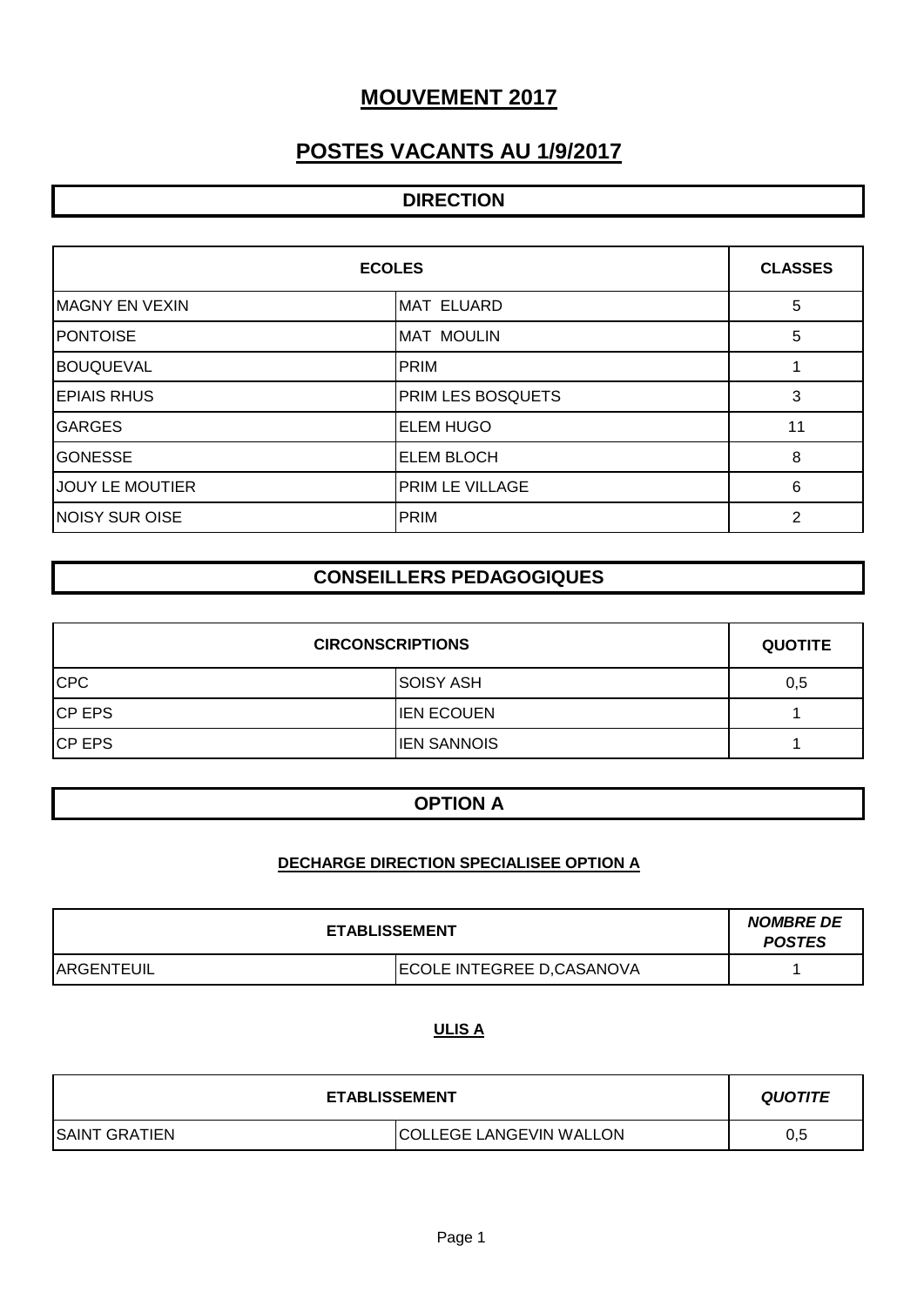# MOUVEMENT 2017

# POSTES VACANTS AU 1/9/2017

## DIRECTION

| ECOLES | | CLASSES |
|---|---|---|
| MAGNY EN VEXIN | MAT ELUARD | 5 |
| PONTOISE | MAT MOULIN | 5 |
| BOUQUEVAL | PRIM | 1 |
| EPIAIS RHUS | PRIM LES BOSQUETS | 3 |
| GARGES | ELEM HUGO | 11 |
| GONESSE | ELEM BLOCH | 8 |
| JOUY LE MOUTIER | PRIM LE VILLAGE | 6 |
| NOISY SUR OISE | PRIM | 2 |

## CONSEILLERS PEDAGOGIQUES

| CIRCONSCRIPTIONS | | QUOTITE |
|---|---|---|
| CPC | SOISY ASH | 0,5 |
| CP EPS | IEN ECOUEN | 1 |
| CP EPS | IEN SANNOIS | 1 |

## OPTION A

### DECHARGE DIRECTION SPECIALISEE OPTION A

| ETABLISSEMENT | | *NOMBRE DE POSTES* |
|---|---|---|
| ARGENTEUIL | ECOLE INTEGREE D,CASANOVA | 1 |

### ULIS A

| ETABLISSEMENT | | *QUOTITE* |
|---|---|---|
| SAINT GRATIEN | COLLEGE LANGEVIN WALLON | 0,5 |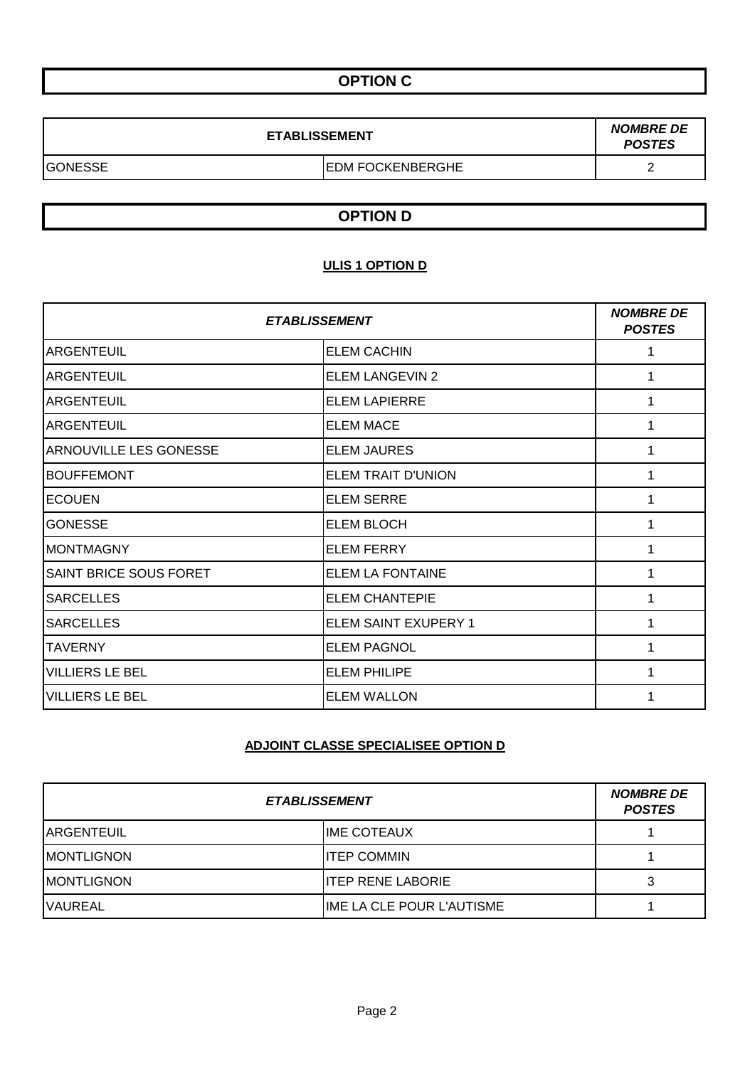# OPTION C

| ETABLISSEMENT | | NOMBRE DE POSTES |
|---|---|---|
| GONESSE | EDM FOCKENBERGHE | 2 |

# OPTION D

### ULIS 1 OPTION D

| *ETABLISSEMENT* | | *NOMBRE DE POSTES* |
|---|---|---|
| ARGENTEUIL | ELEM CACHIN | 1 |
| ARGENTEUIL | ELEM LANGEVIN 2 | 1 |
| ARGENTEUIL | ELEM LAPIERRE | 1 |
| ARGENTEUIL | ELEM MACE | 1 |
| ARNOUVILLE LES GONESSE | ELEM JAURES | 1 |
| BOUFFEMONT | ELEM TRAIT D'UNION | 1 |
| ECOUEN | ELEM SERRE | 1 |
| GONESSE | ELEM BLOCH | 1 |
| MONTMAGNY | ELEM FERRY | 1 |
| SAINT BRICE SOUS FORET | ELEM LA FONTAINE | 1 |
| SARCELLES | ELEM CHANTEPIE | 1 |
| SARCELLES | ELEM SAINT EXUPERY 1 | 1 |
| TAVERNY | ELEM PAGNOL | 1 |
| VILLIERS LE BEL | ELEM PHILIPE | 1 |
| VILLIERS LE BEL | ELEM WALLON | 1 |

### ADJOINT CLASSE SPECIALISEE OPTION D

| *ETABLISSEMENT* | | *NOMBRE DE POSTES* |
|---|---|---|
| ARGENTEUIL | IME COTEAUX | 1 |
| MONTLIGNON | ITEP COMMIN | 1 |
| MONTLIGNON | ITEP RENE LABORIE | 3 |
| VAUREAL | IME LA CLE POUR L'AUTISME | 1 |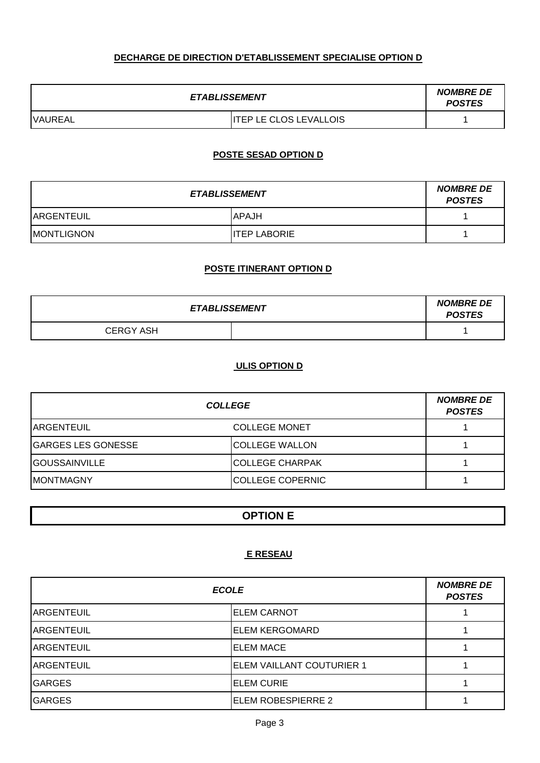### DECHARGE DE DIRECTION D'ETABLISSEMENT SPECIALISE OPTION D

| ***ETABLISSEMENT*** | | ***NOMBRE DE POSTES*** |
|---|---|---|
| VAUREAL | ITEP LE CLOS LEVALLOIS | 1 |

### POSTE SESAD OPTION D

| ***ETABLISSEMENT*** | | ***NOMBRE DE POSTES*** |
|---|---|---|
| ARGENTEUIL | APAJH | 1 |
| MONTLIGNON | ITEP LABORIE | 1 |

### POSTE ITINERANT OPTION D

| ***ETABLISSEMENT*** | | ***NOMBRE DE POSTES*** |
|---|---|---|
| CERGY ASH | | 1 |

### ULIS OPTION D

| ***COLLEGE*** | | ***NOMBRE DE POSTES*** |
|---|---|---|
| ARGENTEUIL | COLLEGE MONET | 1 |
| GARGES LES GONESSE | COLLEGE WALLON | 1 |
| GOUSSAINVILLE | COLLEGE CHARPAK | 1 |
| MONTMAGNY | COLLEGE COPERNIC | 1 |

## OPTION E

### E RESEAU

| ***ECOLE*** | | ***NOMBRE DE POSTES*** |
|---|---|---|
| ARGENTEUIL | ELEM CARNOT | 1 |
| ARGENTEUIL | ELEM KERGOMARD | 1 |
| ARGENTEUIL | ELEM MACE | 1 |
| ARGENTEUIL | ELEM VAILLANT COUTURIER 1 | 1 |
| GARGES | ELEM CURIE | 1 |
| GARGES | ELEM ROBESPIERRE 2 | 1 |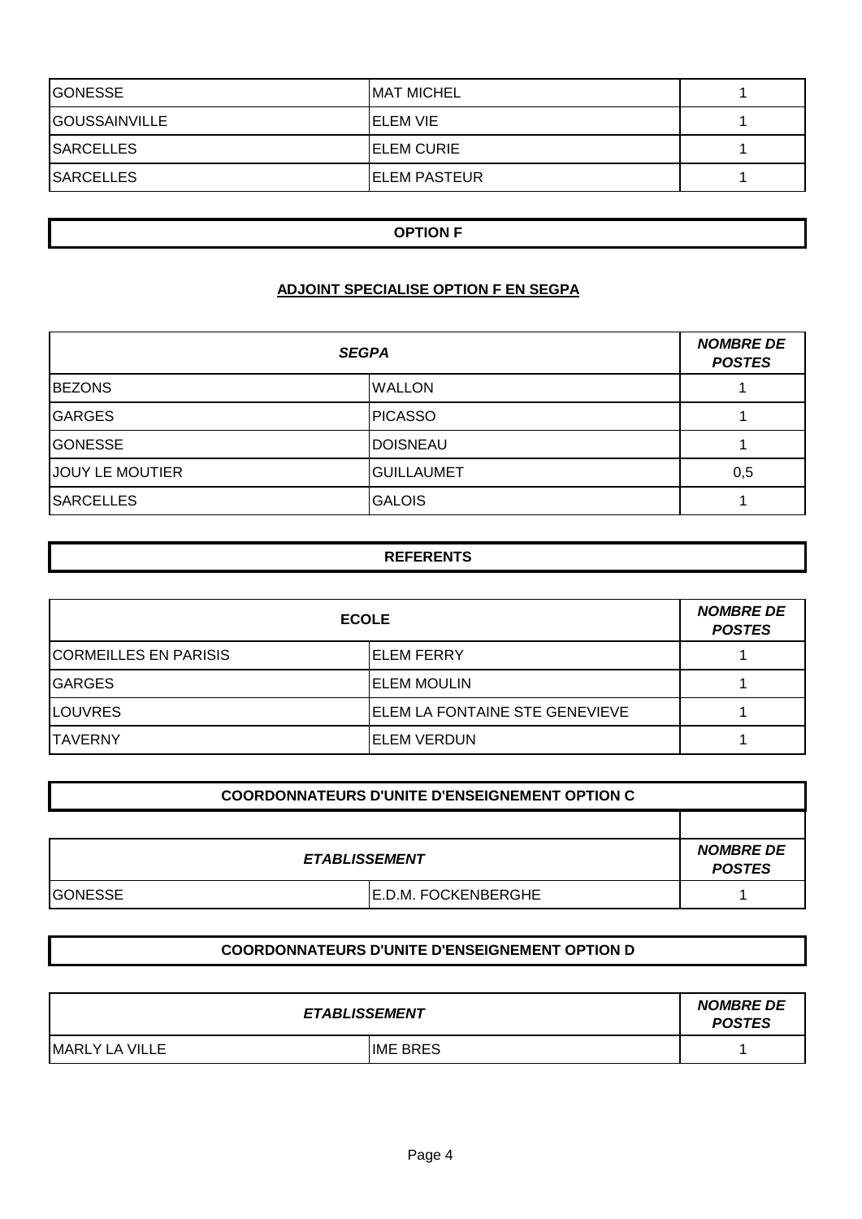| | | |
|---|---|---|
| GONESSE | MAT MICHEL | 1 |
| GOUSSAINVILLE | ELEM VIE | 1 |
| SARCELLES | ELEM CURIE | 1 |
| SARCELLES | ELEM PASTEUR | 1 |

## OPTION F

### ADJOINT SPECIALISE OPTION F EN SEGPA

| *SEGPA* | | *NOMBRE DE POSTES* |
|---|---|---|
| BEZONS | WALLON | 1 |
| GARGES | PICASSO | 1 |
| GONESSE | DOISNEAU | 1 |
| JOUY LE MOUTIER | GUILLAUMET | 0,5 |
| SARCELLES | GALOIS | 1 |

## REFERENTS

| **ECOLE** | | *NOMBRE DE POSTES* |
|---|---|---|
| CORMEILLES EN PARISIS | ELEM FERRY | 1 |
| GARGES | ELEM MOULIN | 1 |
| LOUVRES | ELEM LA FONTAINE STE GENEVIEVE | 1 |
| TAVERNY | ELEM VERDUN | 1 |

## COORDONNATEURS D'UNITE D'ENSEIGNEMENT OPTION C

| *ETABLISSEMENT* | | *NOMBRE DE POSTES* |
|---|---|---|
| GONESSE | E.D.M. FOCKENBERGHE | 1 |

## COORDONNATEURS D'UNITE D'ENSEIGNEMENT OPTION D

| *ETABLISSEMENT* | | *NOMBRE DE POSTES* |
|---|---|---|
| MARLY LA VILLE | IME BRES | 1 |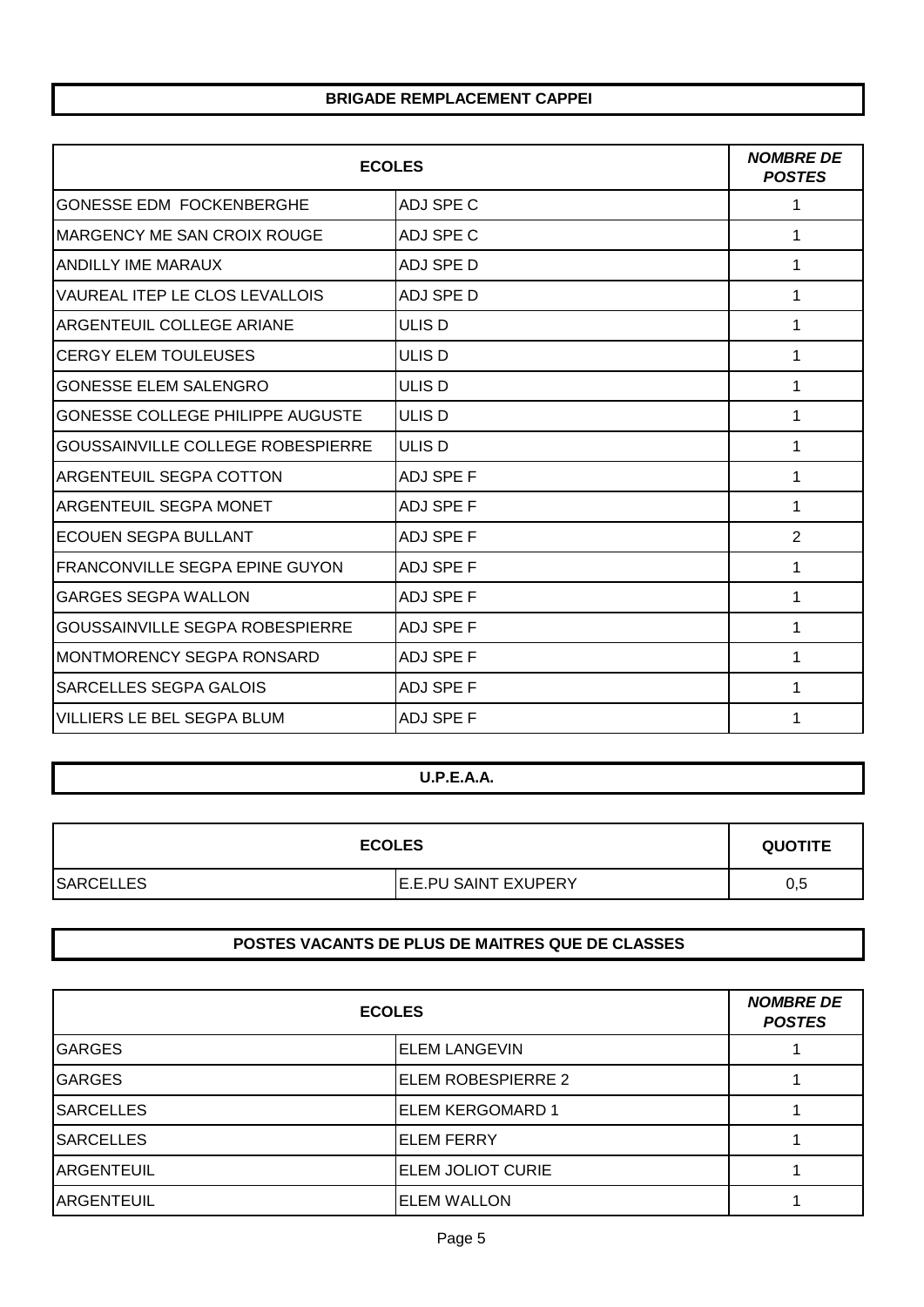## BRIGADE REMPLACEMENT CAPPEI

| ECOLES | | *NOMBRE DE POSTES* |
|---|---|---|
| GONESSE EDM FOCKENBERGHE | ADJ SPE C | 1 |
| MARGENCY ME SAN CROIX ROUGE | ADJ SPE C | 1 |
| ANDILLY IME MARAUX | ADJ SPE D | 1 |
| VAUREAL ITEP LE CLOS LEVALLOIS | ADJ SPE D | 1 |
| ARGENTEUIL COLLEGE ARIANE | ULIS D | 1 |
| CERGY ELEM TOULEUSES | ULIS D | 1 |
| GONESSE ELEM SALENGRO | ULIS D | 1 |
| GONESSE COLLEGE PHILIPPE AUGUSTE | ULIS D | 1 |
| GOUSSAINVILLE COLLEGE ROBESPIERRE | ULIS D | 1 |
| ARGENTEUIL SEGPA COTTON | ADJ SPE F | 1 |
| ARGENTEUIL SEGPA MONET | ADJ SPE F | 1 |
| ECOUEN SEGPA BULLANT | ADJ SPE F | 2 |
| FRANCONVILLE SEGPA EPINE GUYON | ADJ SPE F | 1 |
| GARGES SEGPA WALLON | ADJ SPE F | 1 |
| GOUSSAINVILLE SEGPA ROBESPIERRE | ADJ SPE F | 1 |
| MONTMORENCY SEGPA RONSARD | ADJ SPE F | 1 |
| SARCELLES SEGPA GALOIS | ADJ SPE F | 1 |
| VILLIERS LE BEL SEGPA BLUM | ADJ SPE F | 1 |

## U.P.E.A.A.

| ECOLES | | QUOTITE |
|---|---|---|
| SARCELLES | E.E.PU SAINT EXUPERY | 0,5 |

## POSTES VACANTS DE PLUS DE MAITRES QUE DE CLASSES

| ECOLES | | *NOMBRE DE POSTES* |
|---|---|---|
| GARGES | ELEM LANGEVIN | 1 |
| GARGES | ELEM ROBESPIERRE 2 | 1 |
| SARCELLES | ELEM KERGOMARD 1 | 1 |
| SARCELLES | ELEM FERRY | 1 |
| ARGENTEUIL | ELEM JOLIOT CURIE | 1 |
| ARGENTEUIL | ELEM WALLON | 1 |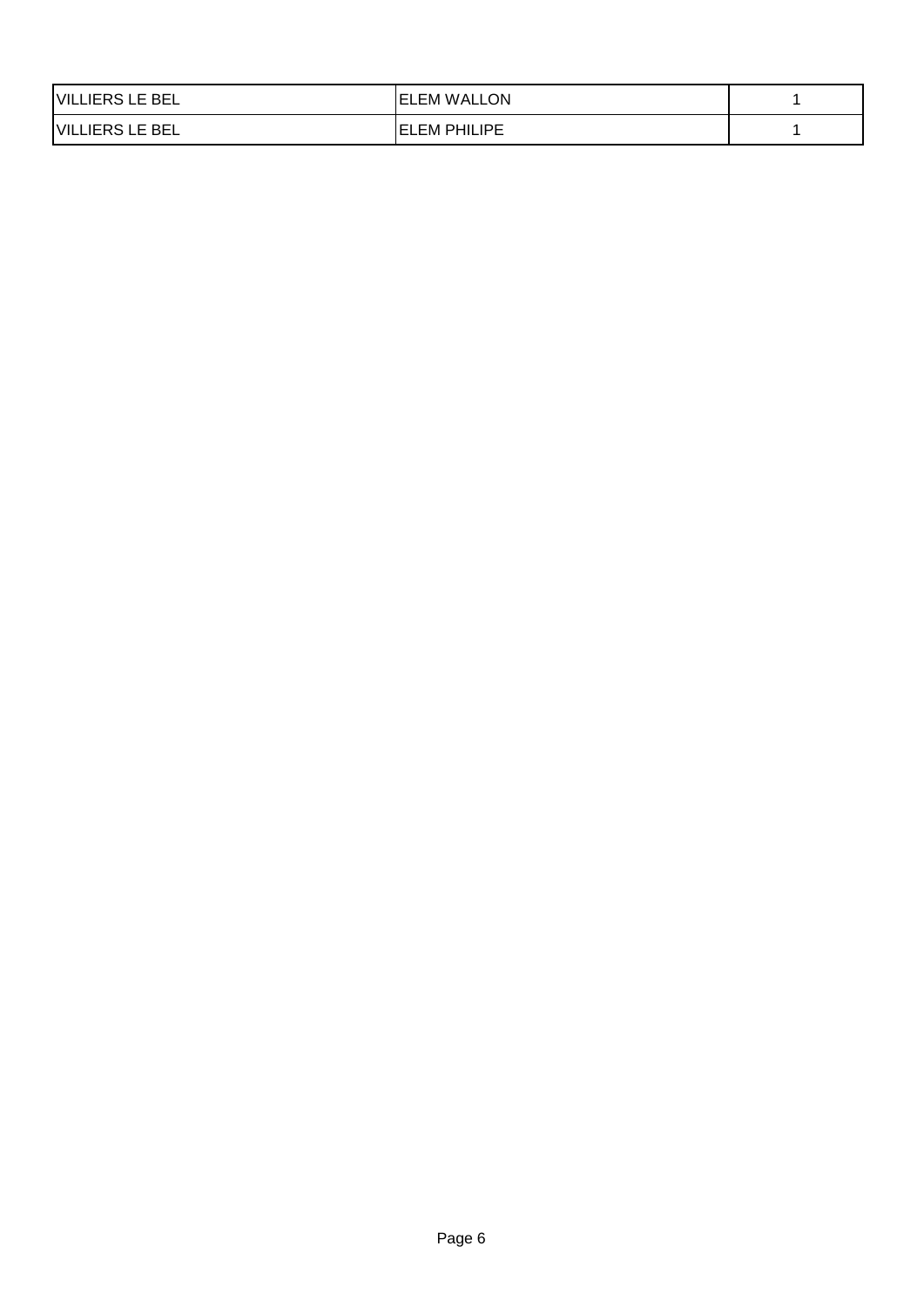| | | |
|---|---|---|
| VILLIERS LE BEL | ELEM WALLON | 1 |
| VILLIERS LE BEL | ELEM PHILIPE | 1 |